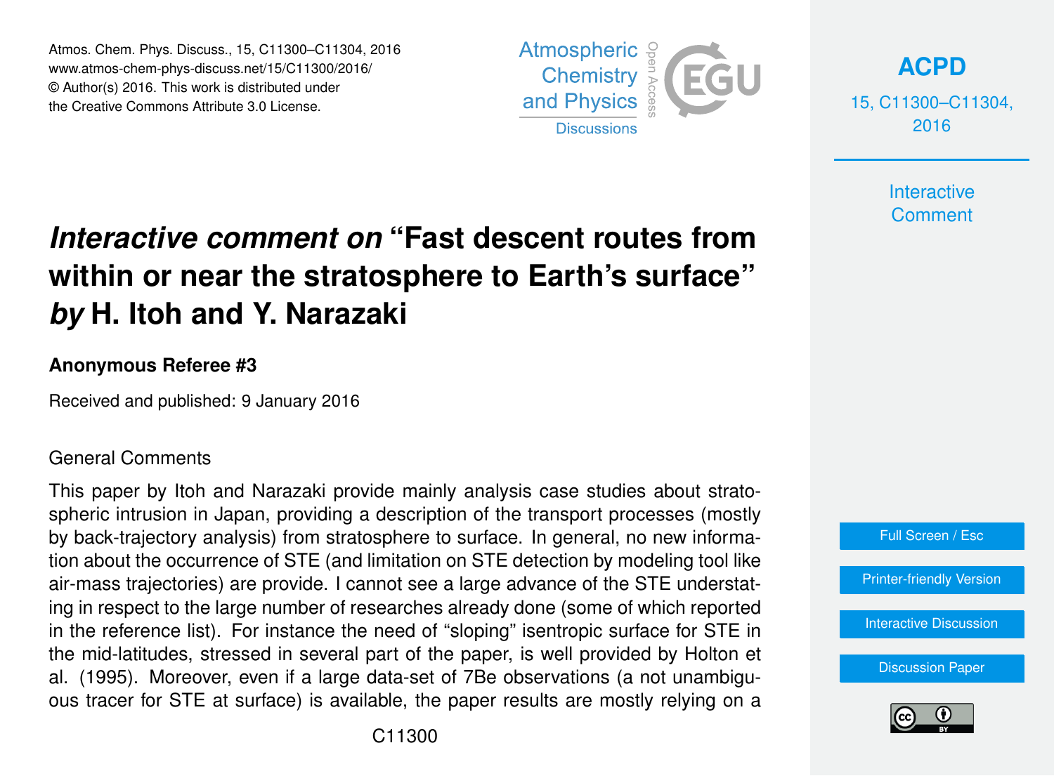# *Interactive comment on* "Fast descent routes from within or near the stratosphere to Earth's surface" *by* H. Itoh and Y. Narazaki

**Anonymous Referee #3**

Received and published: 9 January 2016

General Comments

This paper by Itoh and Narazaki provide mainly analysis case studies about stratospheric intrusion in Japan, providing a description of the transport processes (mostly by back-trajectory analysis) from stratosphere to surface. In general, no new information about the occurrence of STE (and limitation on STE detection by modeling tool like air-mass trajectories) are provide. I cannot see a large advance of the STE understating in respect to the large number of researches already done (some of which reported in the reference list). For instance the need of "sloping" isentropic surface for STE in the mid-latitudes, stressed in several part of the paper, is well provided by Holton et al. (1995). Moreover, even if a large data-set of 7Be observations (a not unambiguous tracer for STE at surface) is available, the paper results are mostly relying on a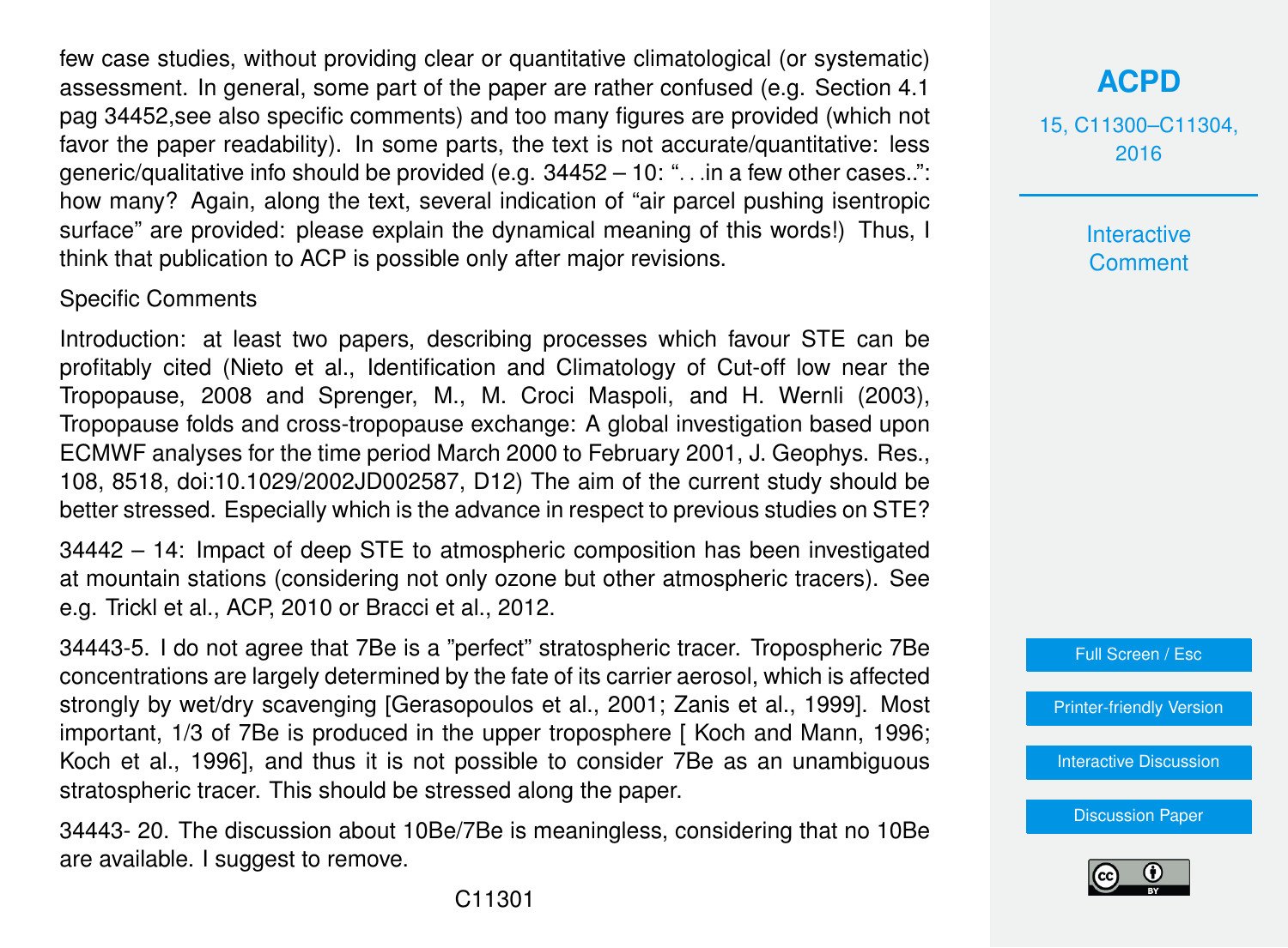few case studies, without providing clear or quantitative climatological (or systematic) assessment. In general, some part of the paper are rather confused (e.g. Section 4.1 pag 34452,see also specific comments) and too many figures are provided (which not favor the paper readability). In some parts, the text is not accurate/quantitative: less generic/qualitative info should be provided (e.g. 34452 – 10: "...in a few other cases..": how many? Again, along the text, several indication of "air parcel pushing isentropic surface" are provided: please explain the dynamical meaning of this words!) Thus, I think that publication to ACP is possible only after major revisions.

Specific Comments

Introduction: at least two papers, describing processes which favour STE can be profitably cited (Nieto et al., Identification and Climatology of Cut-off low near the Tropopause, 2008 and Sprenger, M., M. Croci Maspoli, and H. Wernli (2003), Tropopause folds and cross-tropopause exchange: A global investigation based upon ECMWF analyses for the time period March 2000 to February 2001, J. Geophys. Res., 108, 8518, doi:10.1029/2002JD002587, D12) The aim of the current study should be better stressed. Especially which is the advance in respect to previous studies on STE?

34442 – 14: Impact of deep STE to atmospheric composition has been investigated at mountain stations (considering not only ozone but other atmospheric tracers). See e.g. Trickl et al., ACP, 2010 or Bracci et al., 2012.

34443-5. I do not agree that 7Be is a "perfect" stratospheric tracer. Tropospheric 7Be concentrations are largely determined by the fate of its carrier aerosol, which is affected strongly by wet/dry scavenging [Gerasopoulos et al., 2001; Zanis et al., 1999]. Most important, 1/3 of 7Be is produced in the upper troposphere [ Koch and Mann, 1996; Koch et al., 1996], and thus it is not possible to consider 7Be as an unambiguous stratospheric tracer. This should be stressed along the paper.

34443- 20. The discussion about 10Be/7Be is meaningless, considering that no 10Be are available. I suggest to remove.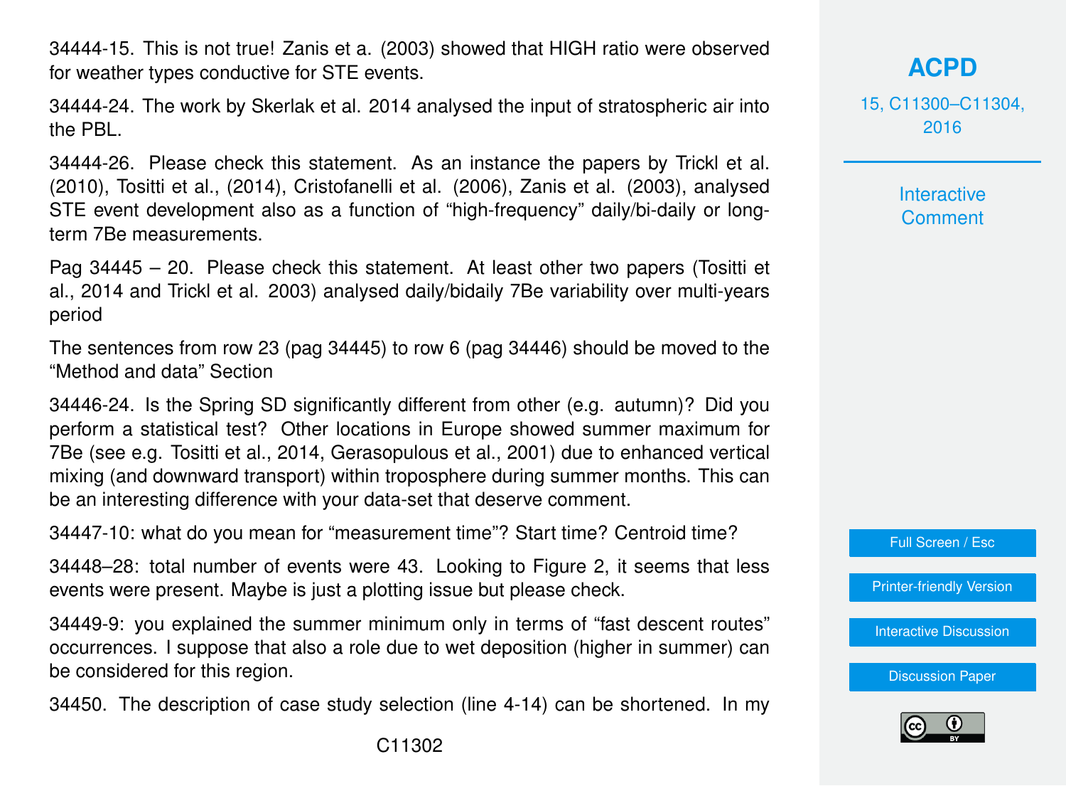34444-15. This is not true! Zanis et a. (2003) showed that HIGH ratio were observed for weather types conductive for STE events.

34444-24. The work by Skerlak et al. 2014 analysed the input of stratospheric air into the PBL.

34444-26. Please check this statement. As an instance the papers by Trickl et al. (2010), Tositti et al., (2014), Cristofanelli et al. (2006), Zanis et al. (2003), analysed STE event development also as a function of "high-frequency" daily/bi-daily or long-term 7Be measurements.

Pag 34445 – 20. Please check this statement. At least other two papers (Tositti et al., 2014 and Trickl et al. 2003) analysed daily/bidaily 7Be variability over multi-years period

The sentences from row 23 (pag 34445) to row 6 (pag 34446) should be moved to the "Method and data" Section

34446-24. Is the Spring SD significantly different from other (e.g. autumn)? Did you perform a statistical test? Other locations in Europe showed summer maximum for 7Be (see e.g. Tositti et al., 2014, Gerasopulous et al., 2001) due to enhanced vertical mixing (and downward transport) within troposphere during summer months. This can be an interesting difference with your data-set that deserve comment.

34447-10: what do you mean for "measurement time"? Start time? Centroid time?

34448–28: total number of events were 43. Looking to Figure 2, it seems that less events were present. Maybe is just a plotting issue but please check.

34449-9: you explained the summer minimum only in terms of "fast descent routes" occurrences. I suppose that also a role due to wet deposition (higher in summer) can be considered for this region.

34450. The description of case study selection (line 4-14) can be shortened. In my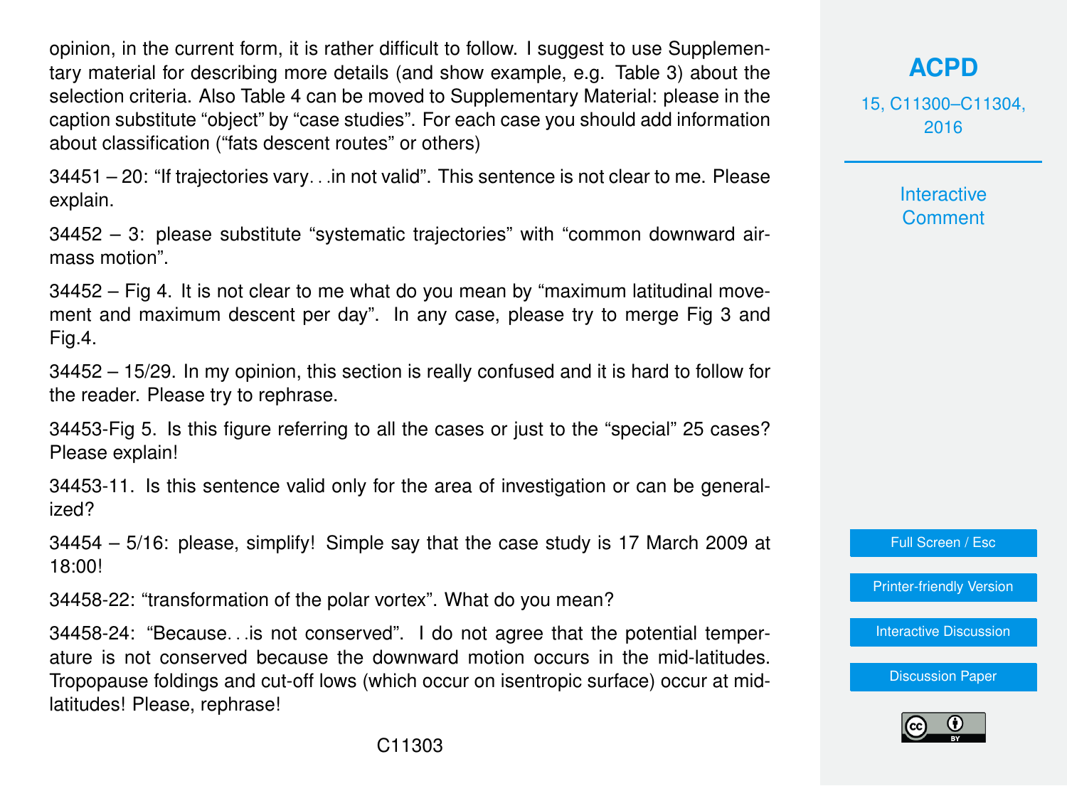opinion, in the current form, it is rather difficult to follow. I suggest to use Supplementary material for describing more details (and show example, e.g. Table 3) about the selection criteria. Also Table 4 can be moved to Supplementary Material: please in the caption substitute "object" by "case studies". For each case you should add information about classification ("fats descent routes" or others)

34451 – 20: "If trajectories vary…in not valid". This sentence is not clear to me. Please explain.

34452 – 3: please substitute "systematic trajectories" with "common downward airmass motion".

34452 – Fig 4. It is not clear to me what do you mean by "maximum latitudinal movement and maximum descent per day". In any case, please try to merge Fig 3 and Fig.4.

34452 – 15/29. In my opinion, this section is really confused and it is hard to follow for the reader. Please try to rephrase.

34453-Fig 5. Is this figure referring to all the cases or just to the "special" 25 cases? Please explain!

34453-11. Is this sentence valid only for the area of investigation or can be generalized?

34454 – 5/16: please, simplify! Simple say that the case study is 17 March 2009 at 18:00!

34458-22: "transformation of the polar vortex". What do you mean?

34458-24: "Because…is not conserved". I do not agree that the potential temperature is not conserved because the downward motion occurs in the mid-latitudes. Tropopause foldings and cut-off lows (which occur on isentropic surface) occur at mid-latitudes! Please, rephrase!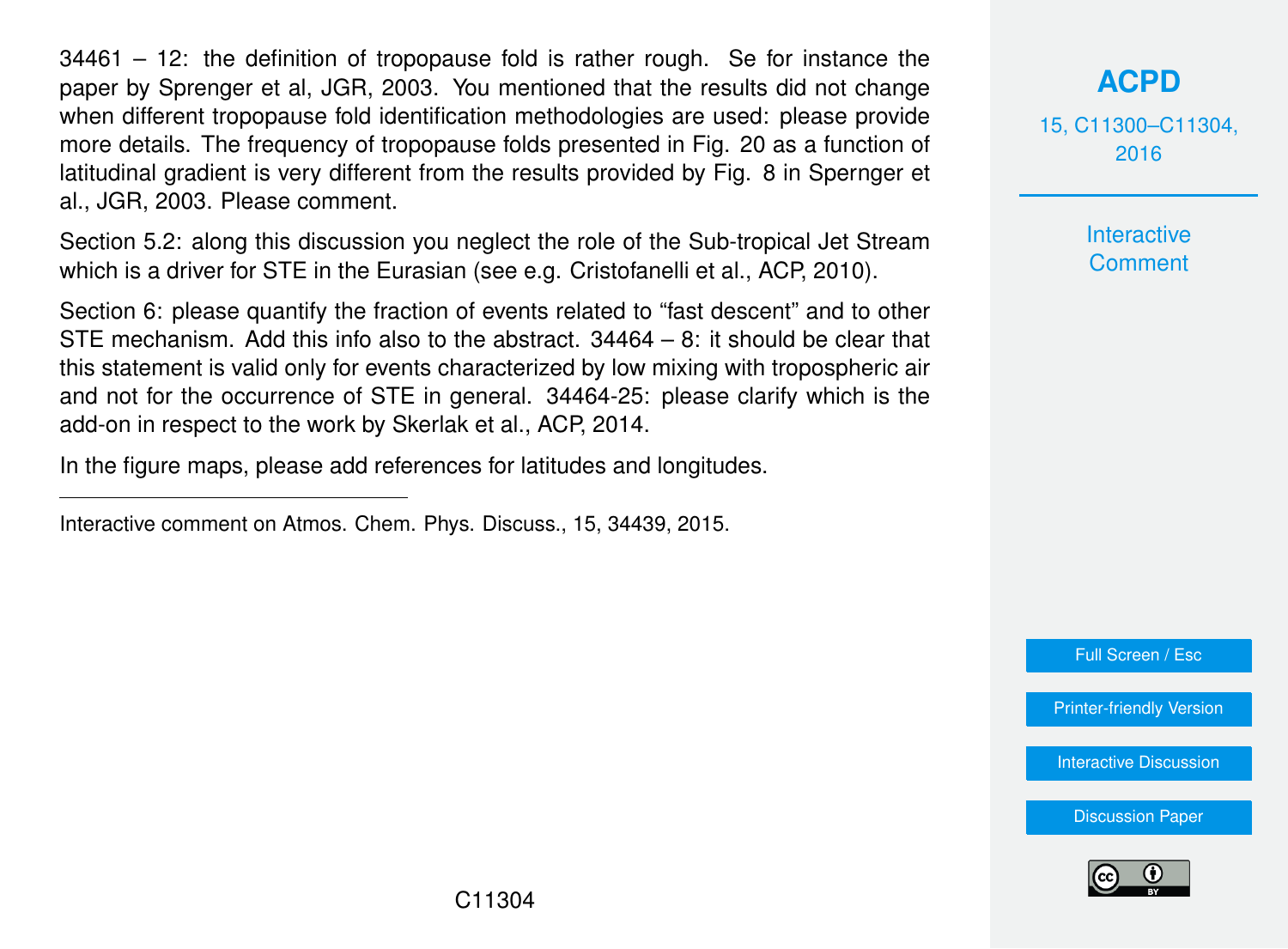34461 – 12: the definition of tropopause fold is rather rough. Se for instance the paper by Sprenger et al, JGR, 2003. You mentioned that the results did not change when different tropopause fold identification methodologies are used: please provide more details. The frequency of tropopause folds presented in Fig. 20 as a function of latitudinal gradient is very different from the results provided by Fig. 8 in Spernger et al., JGR, 2003. Please comment.

Section 5.2: along this discussion you neglect the role of the Sub-tropical Jet Stream which is a driver for STE in the Eurasian (see e.g. Cristofanelli et al., ACP, 2010).

Section 6: please quantify the fraction of events related to "fast descent" and to other STE mechanism. Add this info also to the abstract. 34464 – 8: it should be clear that this statement is valid only for events characterized by low mixing with tropospheric air and not for the occurrence of STE in general. 34464-25: please clarify which is the add-on in respect to the work by Skerlak et al., ACP, 2014.

In the figure maps, please add references for latitudes and longitudes.

---

Interactive comment on Atmos. Chem. Phys. Discuss., 15, 34439, 2015.